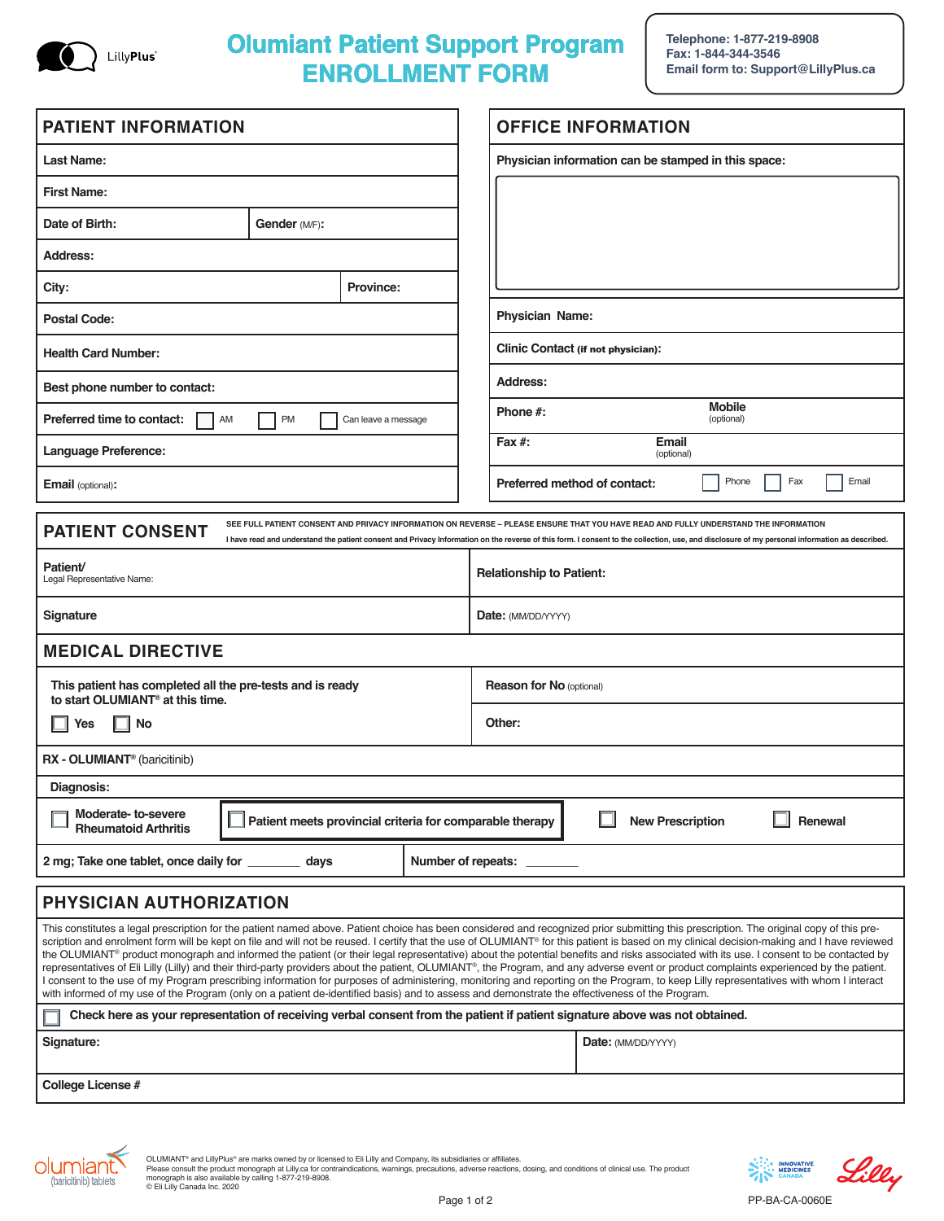LillyPlus®

# Olumiant Patient Support Program ENROLLMENT FORM

**Telephone: 1-877-219-8908**
**Fax: 1-844-344-3546**
**Email form to: Support@LillyPlus.ca**

## PATIENT INFORMATION

| | |
|---|---|
| **Last Name:** | |
| **First Name:** | |
| **Date of Birth:** | **Gender** (M/F)**:** |
| **Address:** | |
| **City:** | **Province:** |
| **Postal Code:** | |
| **Health Card Number:** | |
| **Best phone number to contact:** | |
| **Preferred time to contact:** ☐ AM ☐ PM ☐ Can leave a message | |
| **Language Preference:** | |
| **Email** (optional)**:** | |

## OFFICE INFORMATION

**Physician information can be stamped in this space:**

| | |
|---|---|
| **Physician Name:** | |
| **Clinic Contact** (if not physician)**:** | |
| **Address:** | |
| **Phone #:** | **Mobile** (optional) |
| **Fax #:** | **Email** (optional) |
| **Preferred method of contact:** ☐ Phone ☐ Fax ☐ Email | |

## PATIENT CONSENT

SEE FULL PATIENT CONSENT AND PRIVACY INFORMATION ON REVERSE – PLEASE ENSURE THAT YOU HAVE READ AND FULLY UNDERSTAND THE INFORMATION

I have read and understand the patient consent and Privacy Information on the reverse of this form. I consent to the collection, use, and disclosure of my personal information as described.

| | |
|---|---|
| **Patient/** Legal Representative Name: | **Relationship to Patient:** |
| **Signature** | **Date:** (MM/DD/YYYY) |

## MEDICAL DIRECTIVE

| | |
|---|---|
| **This patient has completed all the pre-tests and is ready to start OLUMIANT® at this time.** ☐ Yes ☐ No | **Reason for No** (optional) |
| | **Other:** |

**RX - OLUMIANT®** (baricitinib)

**Diagnosis:**

☐ **Moderate- to-severe Rheumatoid Arthritis** ☐ **Patient meets provincial criteria for comparable therapy** ☐ **New Prescription** ☐ **Renewal**

| | |
|---|---|
| **2 mg; Take one tablet, once daily for ________ days** | **Number of repeats: ________** |

## PHYSICIAN AUTHORIZATION

This constitutes a legal prescription for the patient named above. Patient choice has been considered and recognized prior submitting this prescription. The original copy of this prescription and enrolment form will be kept on file and will not be reused. I certify that the use of OLUMIANT® for this patient is based on my clinical decision-making and I have reviewed the OLUMIANT® product monograph and informed the patient (or their legal representative) about the potential benefits and risks associated with its use. I consent to be contacted by representatives of Eli Lilly (Lilly) and their third-party providers about the patient, OLUMIANT®, the Program, and any adverse event or product complaints experienced by the patient. I consent to the use of my Program prescribing information for purposes of administering, monitoring and reporting on the Program, to keep Lilly representatives with whom I interact with informed of my use of the Program (only on a patient de-identified basis) and to assess and demonstrate the effectiveness of the Program.

☐ **Check here as your representation of receiving verbal consent from the patient if patient signature above was not obtained.**

| | |
|---|---|
| **Signature:** | **Date:** (MM/DD/YYYY) |
| **College License #** | |

olumiant® (baricitinib) tablets

OLUMIANT® and LillyPlus® are marks owned by or licensed to Eli Lilly and Company, its subsidiaries or affiliates.
Please consult the product monograph at Lilly.ca for contraindications, warnings, precautions, adverse reactions, dosing, and conditions of clinical use. The product monograph is also available by calling 1-877-219-8908.
© Eli Lilly Canada Inc. 2020

INNOVATIVE MEDICINES CANADA

Lilly

PP-BA-CA-0060E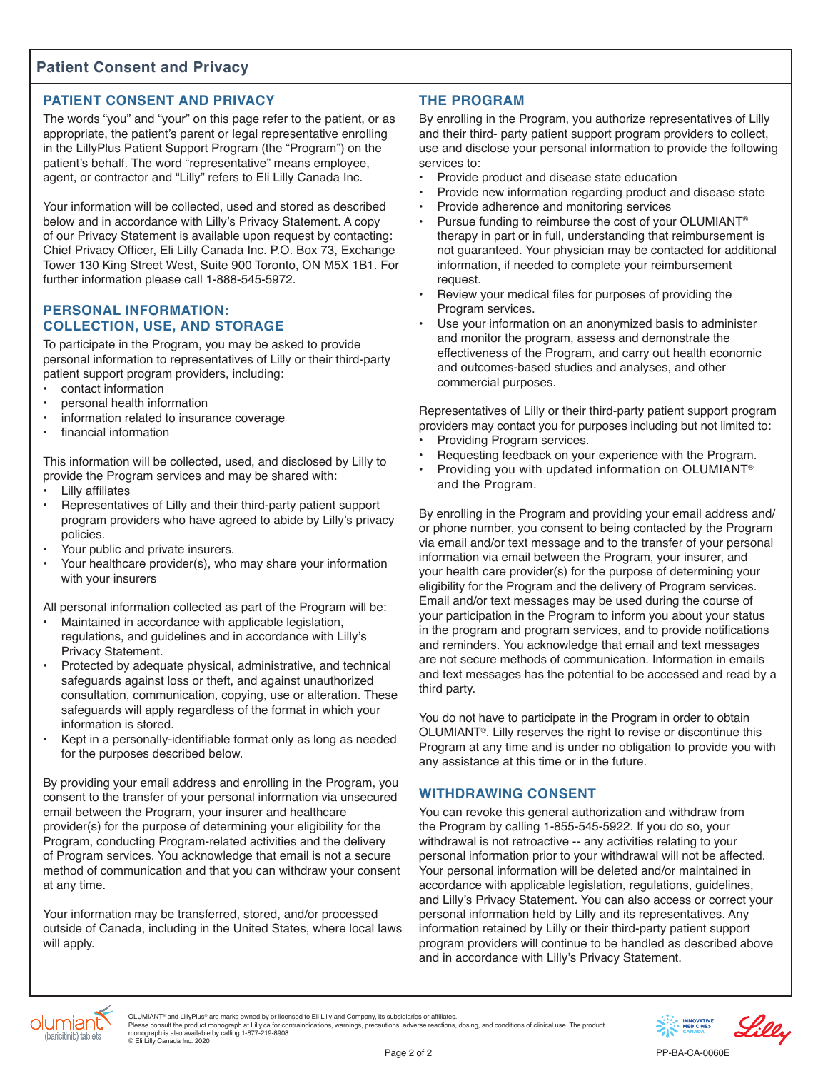## Patient Consent and Privacy

### PATIENT CONSENT AND PRIVACY

The words "you" and "your" on this page refer to the patient, or as appropriate, the patient's parent or legal representative enrolling in the LillyPlus Patient Support Program (the "Program") on the patient's behalf. The word "representative" means employee, agent, or contractor and "Lilly" refers to Eli Lilly Canada Inc.

Your information will be collected, used and stored as described below and in accordance with Lilly's Privacy Statement. A copy of our Privacy Statement is available upon request by contacting: Chief Privacy Officer, Eli Lilly Canada Inc. P.O. Box 73, Exchange Tower 130 King Street West, Suite 900 Toronto, ON M5X 1B1. For further information please call 1-888-545-5972.

### PERSONAL INFORMATION: COLLECTION, USE, AND STORAGE

To participate in the Program, you may be asked to provide personal information to representatives of Lilly or their third-party patient support program providers, including:

- contact information
- personal health information
- information related to insurance coverage
- financial information

This information will be collected, used, and disclosed by Lilly to provide the Program services and may be shared with:

- Lilly affiliates
- Representatives of Lilly and their third-party patient support program providers who have agreed to abide by Lilly's privacy policies.
- Your public and private insurers.
- Your healthcare provider(s), who may share your information with your insurers

All personal information collected as part of the Program will be:

- Maintained in accordance with applicable legislation, regulations, and guidelines and in accordance with Lilly's Privacy Statement.
- Protected by adequate physical, administrative, and technical safeguards against loss or theft, and against unauthorized consultation, communication, copying, use or alteration. These safeguards will apply regardless of the format in which your information is stored.
- Kept in a personally-identifiable format only as long as needed for the purposes described below.

By providing your email address and enrolling in the Program, you consent to the transfer of your personal information via unsecured email between the Program, your insurer and healthcare provider(s) for the purpose of determining your eligibility for the Program, conducting Program-related activities and the delivery of Program services. You acknowledge that email is not a secure method of communication and that you can withdraw your consent at any time.

Your information may be transferred, stored, and/or processed outside of Canada, including in the United States, where local laws will apply.

### THE PROGRAM

By enrolling in the Program, you authorize representatives of Lilly and their third- party patient support program providers to collect, use and disclose your personal information to provide the following services to:

- Provide product and disease state education
- Provide new information regarding product and disease state
- Provide adherence and monitoring services
- Pursue funding to reimburse the cost of your OLUMIANT® therapy in part or in full, understanding that reimbursement is not guaranteed. Your physician may be contacted for additional information, if needed to complete your reimbursement request.
- Review your medical files for purposes of providing the Program services.
- Use your information on an anonymized basis to administer and monitor the program, assess and demonstrate the effectiveness of the Program, and carry out health economic and outcomes-based studies and analyses, and other commercial purposes.

Representatives of Lilly or their third-party patient support program providers may contact you for purposes including but not limited to:

- Providing Program services.
- Requesting feedback on your experience with the Program.
- Providing you with updated information on OLUMIANT® and the Program.

By enrolling in the Program and providing your email address and/or phone number, you consent to being contacted by the Program via email and/or text message and to the transfer of your personal information via email between the Program, your insurer, and your health care provider(s) for the purpose of determining your eligibility for the Program and the delivery of Program services. Email and/or text messages may be used during the course of your participation in the Program to inform you about your status in the program and program services, and to provide notifications and reminders. You acknowledge that email and text messages are not secure methods of communication. Information in emails and text messages has the potential to be accessed and read by a third party.

You do not have to participate in the Program in order to obtain OLUMIANT®. Lilly reserves the right to revise or discontinue this Program at any time and is under no obligation to provide you with any assistance at this time or in the future.

### WITHDRAWING CONSENT

You can revoke this general authorization and withdraw from the Program by calling 1-855-545-5922. If you do so, your withdrawal is not retroactive -- any activities relating to your personal information prior to your withdrawal will not be affected. Your personal information will be deleted and/or maintained in accordance with applicable legislation, regulations, guidelines, and Lilly's Privacy Statement. You can also access or correct your personal information held by Lilly and its representatives. Any information retained by Lilly or their third-party patient support program providers will continue to be handled as described above and in accordance with Lilly's Privacy Statement.

olumiant® (baricitinib) tablets

OLUMIANT® and LillyPlus® are marks owned by or licensed to Eli Lilly and Company, its subsidiaries or affiliates.
Please consult the product monograph at Lilly.ca for contraindications, warnings, precautions, adverse reactions, dosing, and conditions of clinical use. The product monograph is also available by calling 1-877-219-8908.
© Eli Lilly Canada Inc. 2020

INNOVATIVE MEDICINES CANADA

Lilly

PP-BA-CA-0060E